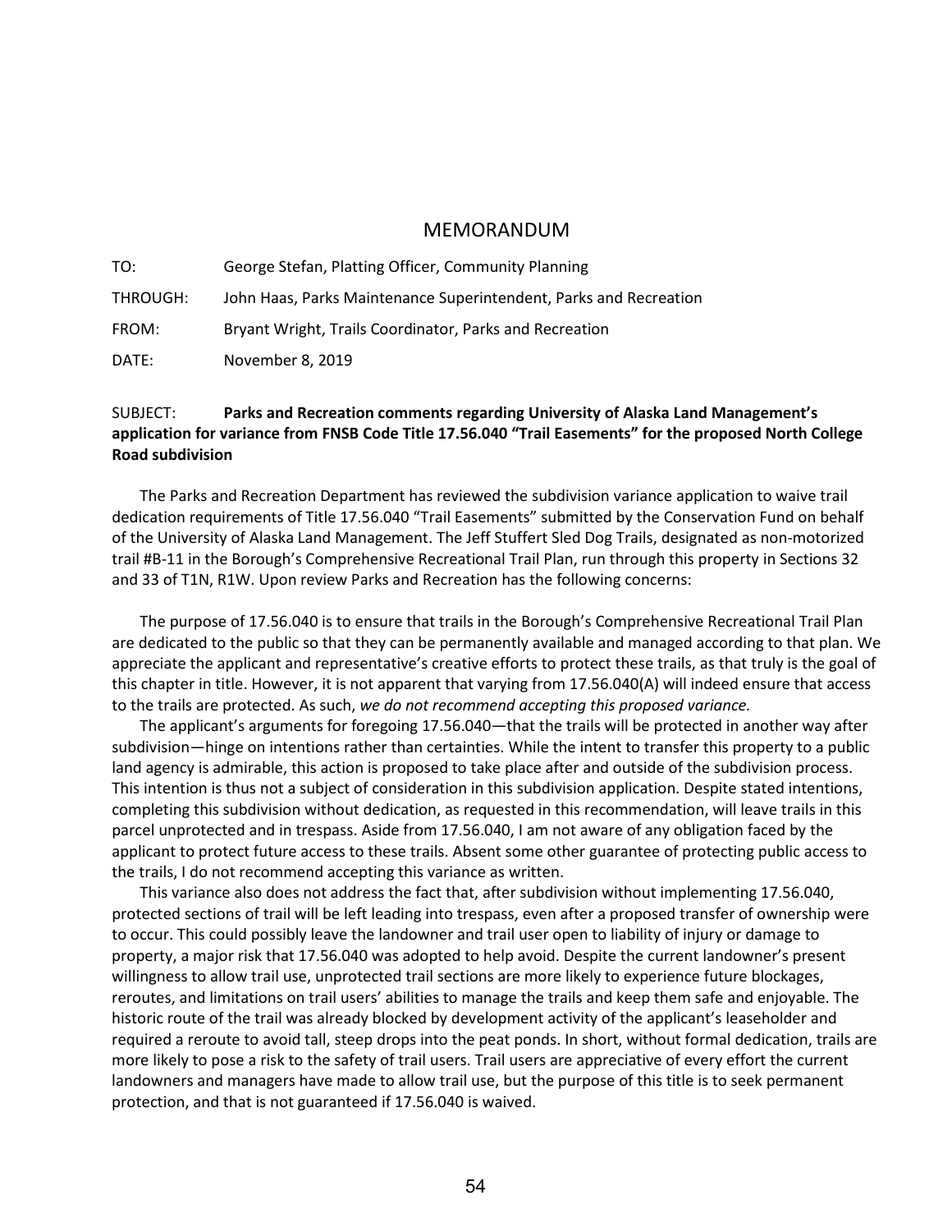# MEMORANDUM

TO: George Stefan, Platting Officer, Community Planning

THROUGH: John Haas, Parks Maintenance Superintendent, Parks and Recreation

FROM: Bryant Wright, Trails Coordinator, Parks and Recreation

DATE: November 8, 2019

SUBJECT: **Parks and Recreation comments regarding University of Alaska Land Management's application for variance from FNSB Code Title 17.56.040 "Trail Easements" for the proposed North College Road subdivision**

The Parks and Recreation Department has reviewed the subdivision variance application to waive trail dedication requirements of Title 17.56.040 "Trail Easements" submitted by the Conservation Fund on behalf of the University of Alaska Land Management. The Jeff Stuffert Sled Dog Trails, designated as non-motorized trail #B-11 in the Borough's Comprehensive Recreational Trail Plan, run through this property in Sections 32 and 33 of T1N, R1W. Upon review Parks and Recreation has the following concerns:

The purpose of 17.56.040 is to ensure that trails in the Borough's Comprehensive Recreational Trail Plan are dedicated to the public so that they can be permanently available and managed according to that plan. We appreciate the applicant and representative's creative efforts to protect these trails, as that truly is the goal of this chapter in title. However, it is not apparent that varying from 17.56.040(A) will indeed ensure that access to the trails are protected. As such, *we do not recommend accepting this proposed variance.*

The applicant's arguments for foregoing 17.56.040—that the trails will be protected in another way after subdivision—hinge on intentions rather than certainties. While the intent to transfer this property to a public land agency is admirable, this action is proposed to take place after and outside of the subdivision process. This intention is thus not a subject of consideration in this subdivision application. Despite stated intentions, completing this subdivision without dedication, as requested in this recommendation, will leave trails in this parcel unprotected and in trespass. Aside from 17.56.040, I am not aware of any obligation faced by the applicant to protect future access to these trails. Absent some other guarantee of protecting public access to the trails, I do not recommend accepting this variance as written.

This variance also does not address the fact that, after subdivision without implementing 17.56.040, protected sections of trail will be left leading into trespass, even after a proposed transfer of ownership were to occur. This could possibly leave the landowner and trail user open to liability of injury or damage to property, a major risk that 17.56.040 was adopted to help avoid. Despite the current landowner's present willingness to allow trail use, unprotected trail sections are more likely to experience future blockages, reroutes, and limitations on trail users' abilities to manage the trails and keep them safe and enjoyable. The historic route of the trail was already blocked by development activity of the applicant's leaseholder and required a reroute to avoid tall, steep drops into the peat ponds. In short, without formal dedication, trails are more likely to pose a risk to the safety of trail users. Trail users are appreciative of every effort the current landowners and managers have made to allow trail use, but the purpose of this title is to seek permanent protection, and that is not guaranteed if 17.56.040 is waived.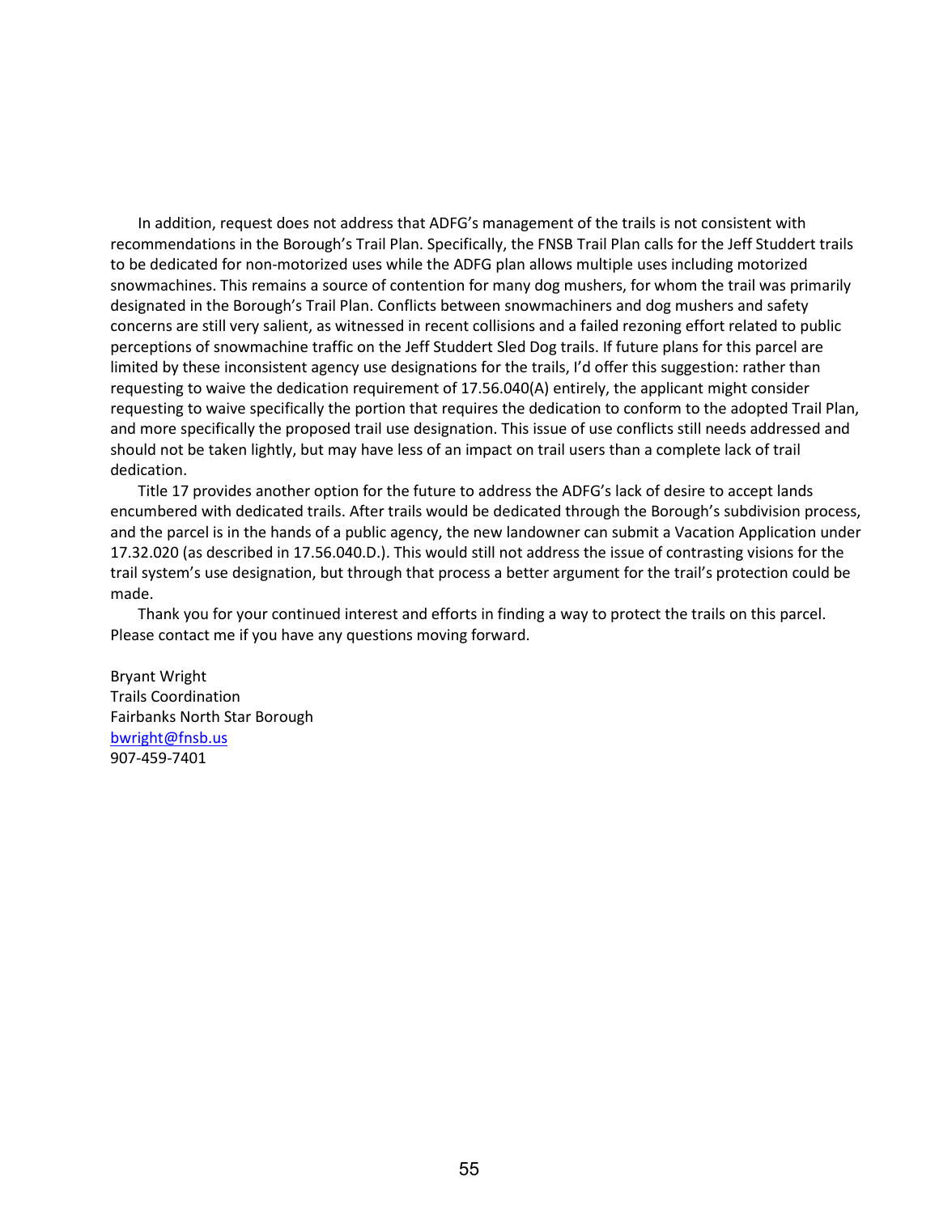In addition, request does not address that ADFG's management of the trails is not consistent with recommendations in the Borough's Trail Plan. Specifically, the FNSB Trail Plan calls for the Jeff Studdert trails to be dedicated for non-motorized uses while the ADFG plan allows multiple uses including motorized snowmachines. This remains a source of contention for many dog mushers, for whom the trail was primarily designated in the Borough's Trail Plan. Conflicts between snowmachiners and dog mushers and safety concerns are still very salient, as witnessed in recent collisions and a failed rezoning effort related to public perceptions of snowmachine traffic on the Jeff Studdert Sled Dog trails. If future plans for this parcel are limited by these inconsistent agency use designations for the trails, I'd offer this suggestion: rather than requesting to waive the dedication requirement of 17.56.040(A) entirely, the applicant might consider requesting to waive specifically the portion that requires the dedication to conform to the adopted Trail Plan, and more specifically the proposed trail use designation. This issue of use conflicts still needs addressed and should not be taken lightly, but may have less of an impact on trail users than a complete lack of trail dedication.

Title 17 provides another option for the future to address the ADFG's lack of desire to accept lands encumbered with dedicated trails. After trails would be dedicated through the Borough's subdivision process, and the parcel is in the hands of a public agency, the new landowner can submit a Vacation Application under 17.32.020 (as described in 17.56.040.D.). This would still not address the issue of contrasting visions for the trail system's use designation, but through that process a better argument for the trail's protection could be made.

Thank you for your continued interest and efforts in finding a way to protect the trails on this parcel. Please contact me if you have any questions moving forward.

Bryant Wright
Trails Coordination
Fairbanks North Star Borough
bwright@fnsb.us
907-459-7401